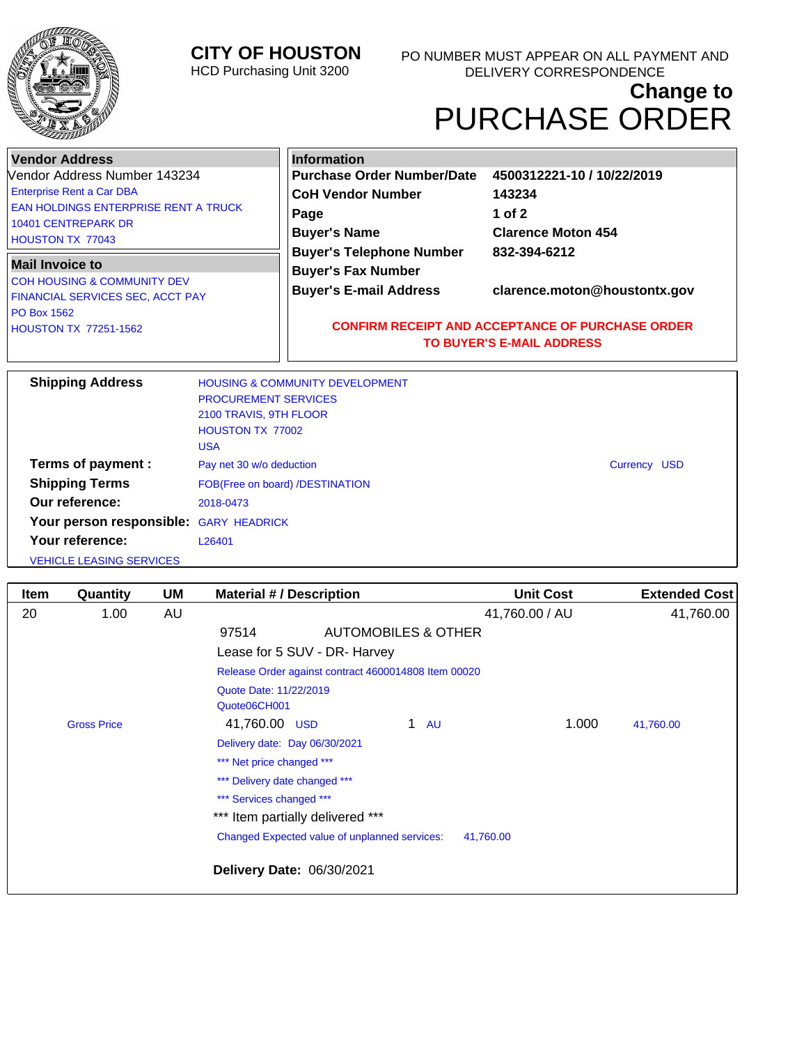# CITY OF HOUSTON

HCD Purchasing Unit 3200

PO NUMBER MUST APPEAR ON ALL PAYMENT AND DELIVERY CORRESPONDENCE

## Change to PURCHASE ORDER

**Vendor Address**

Vendor Address Number 143234

Enterprise Rent a Car DBA
EAN HOLDINGS ENTERPRISE RENT A TRUCK
10401 CENTREPARK DR
HOUSTON TX 77043

**Mail Invoice to**

COH HOUSING & COMMUNITY DEV
FINANCIAL SERVICES SEC, ACCT PAY
PO Box 1562
HOUSTON TX 77251-1562

**Information**

| | |
|---|---|
| **Purchase Order Number/Date** | **4500312221-10 / 10/22/2019** |
| **CoH Vendor Number** | **143234** |
| **Page** | **1 of 2** |
| **Buyer's Name** | **Clarence Moton 454** |
| **Buyer's Telephone Number** | **832-394-6212** |
| **Buyer's Fax Number** | |
| **Buyer's E-mail Address** | **clarence.moton@houstontx.gov** |

**CONFIRM RECEIPT AND ACCEPTANCE OF PURCHASE ORDER TO BUYER'S E-MAIL ADDRESS**

**Shipping Address**: HOUSING & COMMUNITY DEVELOPMENT
PROCUREMENT SERVICES
2100 TRAVIS, 9TH FLOOR
HOUSTON TX 77002
USA

**Terms of payment :** Pay net 30 w/o deduction — Currency USD

**Shipping Terms**: FOB(Free on board) /DESTINATION

**Our reference:** 2018-0473

**Your person responsible:** GARY HEADRICK

**Your reference:** L26401

VEHICLE LEASING SERVICES

| Item | Quantity | UM | Material # / Description | Unit Cost | Extended Cost |
|---|---|---|---|---|---|
| 20 | 1.00 | AU | | 41,760.00 / AU | 41,760.00 |

97514 AUTOMOBILES & OTHER

Lease for 5 SUV - DR- Harvey

Release Order against contract 4600014808 Item 00020

Quote Date: 11/22/2019
Quote06CH001

Gross Price 41,760.00 USD 1 AU 1.000 41,760.00

Delivery date: Day 06/30/2021

*** Net price changed ***

*** Delivery date changed ***

*** Services changed ***

*** Item partially delivered ***

Changed Expected value of unplanned services: 41,760.00

**Delivery Date:** 06/30/2021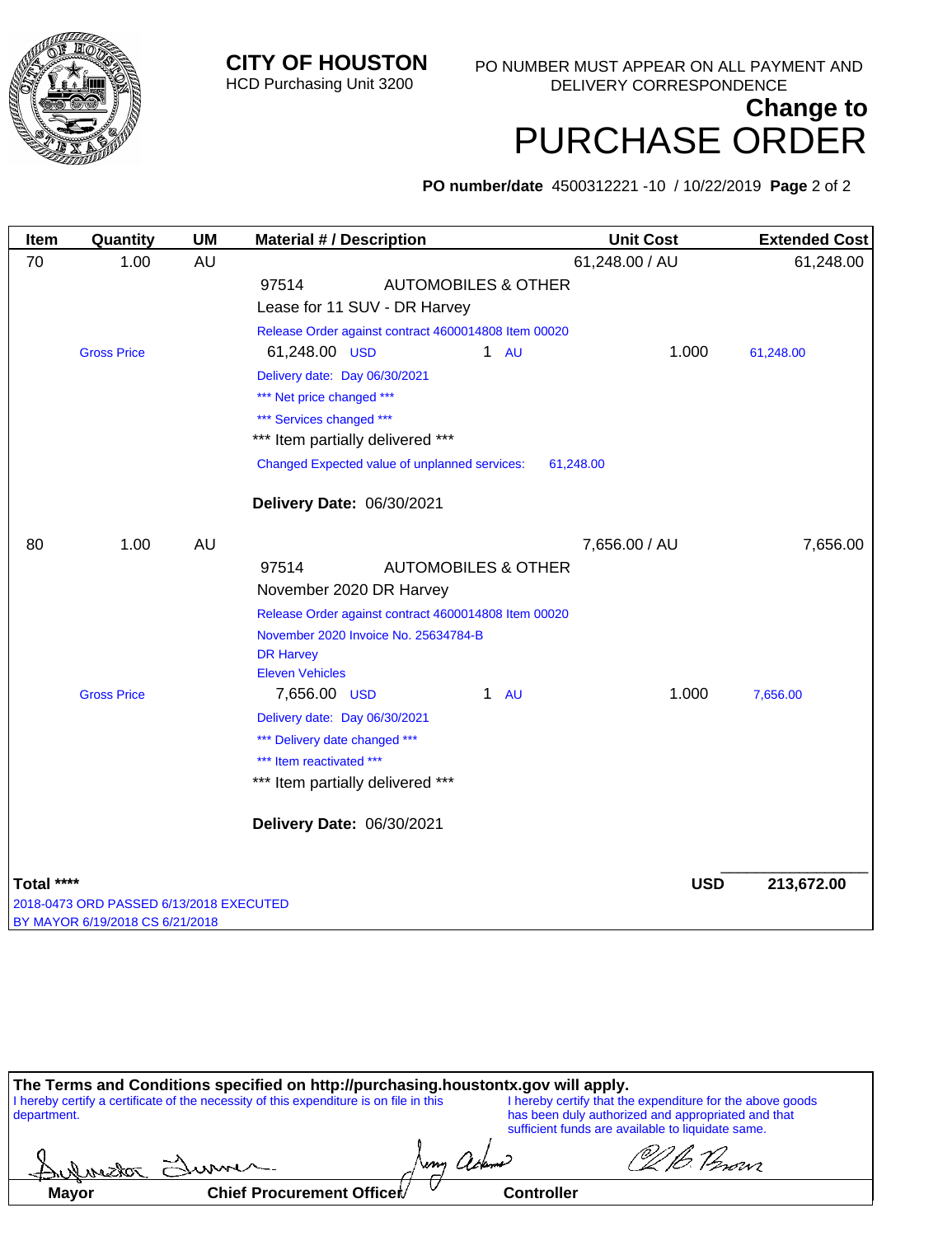**CITY OF HOUSTON**
HCD Purchasing Unit 3200

PO NUMBER MUST APPEAR ON ALL PAYMENT AND DELIVERY CORRESPONDENCE

# Change to PURCHASE ORDER

**PO number/date** 4500312221 -10 / 10/22/2019 **Page** 2 of 2

| Item | Quantity | UM | Material # / Description | Unit Cost | Extended Cost |
|---|---|---|---|---|---|
| 70 | 1.00 | AU | | 61,248.00 / AU | 61,248.00 |
| | | | 97514 AUTOMOBILES & OTHER | | |
| | | | Lease for 11 SUV - DR Harvey | | |
| | | | Release Order against contract 4600014808 Item 00020 | | |
| | Gross Price | | 61,248.00 USD 1 AU | 1.000 | 61,248.00 |
| | | | Delivery date: Day 06/30/2021 | | |
| | | | *** Net price changed *** | | |
| | | | *** Services changed *** | | |
| | | | *** Item partially delivered *** | | |
| | | | Changed Expected value of unplanned services: 61,248.00 | | |
| | | | **Delivery Date:** 06/30/2021 | | |
| 80 | 1.00 | AU | | 7,656.00 / AU | 7,656.00 |
| | | | 97514 AUTOMOBILES & OTHER | | |
| | | | November 2020 DR Harvey | | |
| | | | Release Order against contract 4600014808 Item 00020 | | |
| | | | November 2020 Invoice No. 25634784-B | | |
| | | | DR Harvey | | |
| | | | Eleven Vehicles | | |
| | Gross Price | | 7,656.00 USD 1 AU | 1.000 | 7,656.00 |
| | | | Delivery date: Day 06/30/2021 | | |
| | | | *** Delivery date changed *** | | |
| | | | *** Item reactivated *** | | |
| | | | *** Item partially delivered *** | | |
| | | | **Delivery Date:** 06/30/2021 | | |
| **Total ****** | | | | **USD** | **213,672.00** |

2018-0473 ORD PASSED 6/13/2018 EXECUTED BY MAYOR 6/19/2018 CS 6/21/2018

**The Terms and Conditions specified on http://purchasing.houstontx.gov will apply.**

I hereby certify a certificate of the necessity of this expenditure is on file in this department.

I hereby certify that the expenditure for the above goods has been duly authorized and appropriated and that sufficient funds are available to liquidate same.

**Mayor** **Chief Procurement Officer** **Controller**